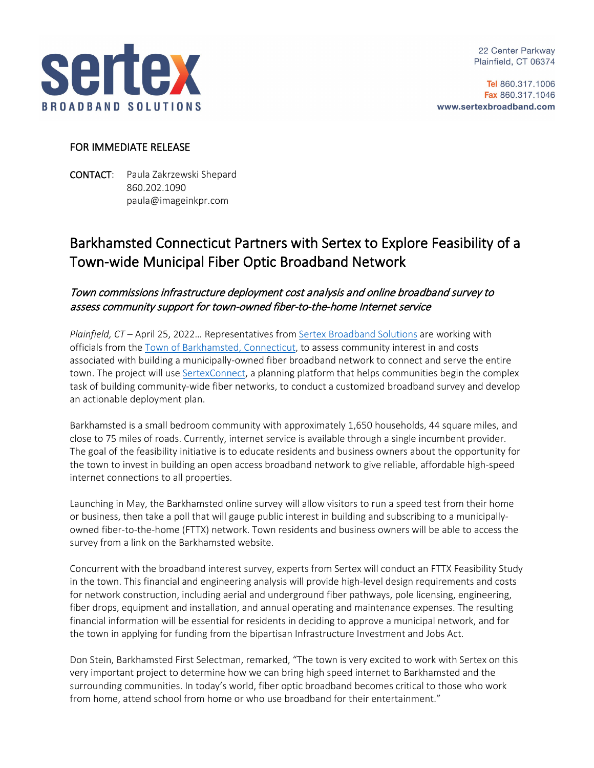sertex
BROADBAND SOLUTIONS

22 Center Parkway
Plainfield, CT 06374

Tel 860.317.1006
Fax 860.317.1046
www.sertexbroadband.com

FOR IMMEDIATE RELEASE

**CONTACT**: Paula Zakrzewski Shepard
860.202.1090
paula@imageinkpr.com

# Barkhamsted Connecticut Partners with Sertex to Explore Feasibility of a Town-wide Municipal Fiber Optic Broadband Network

## *Town commissions infrastructure deployment cost analysis and online broadband survey to assess community support for town-owned fiber-to-the-home Internet service*

*Plainfield, CT* – April 25, 2022… Representatives from Sertex Broadband Solutions are working with officials from the Town of Barkhamsted, Connecticut, to assess community interest in and costs associated with building a municipally-owned fiber broadband network to connect and serve the entire town. The project will use SertexConnect, a planning platform that helps communities begin the complex task of building community-wide fiber networks, to conduct a customized broadband survey and develop an actionable deployment plan.

Barkhamsted is a small bedroom community with approximately 1,650 households, 44 square miles, and close to 75 miles of roads. Currently, internet service is available through a single incumbent provider. The goal of the feasibility initiative is to educate residents and business owners about the opportunity for the town to invest in building an open access broadband network to give reliable, affordable high-speed internet connections to all properties.

Launching in May, the Barkhamsted online survey will allow visitors to run a speed test from their home or business, then take a poll that will gauge public interest in building and subscribing to a municipally-owned fiber-to-the-home (FTTX) network. Town residents and business owners will be able to access the survey from a link on the Barkhamsted website.

Concurrent with the broadband interest survey, experts from Sertex will conduct an FTTX Feasibility Study in the town. This financial and engineering analysis will provide high-level design requirements and costs for network construction, including aerial and underground fiber pathways, pole licensing, engineering, fiber drops, equipment and installation, and annual operating and maintenance expenses. The resulting financial information will be essential for residents in deciding to approve a municipal network, and for the town in applying for funding from the bipartisan Infrastructure Investment and Jobs Act.

Don Stein, Barkhamsted First Selectman, remarked, "The town is very excited to work with Sertex on this very important project to determine how we can bring high speed internet to Barkhamsted and the surrounding communities. In today's world, fiber optic broadband becomes critical to those who work from home, attend school from home or who use broadband for their entertainment."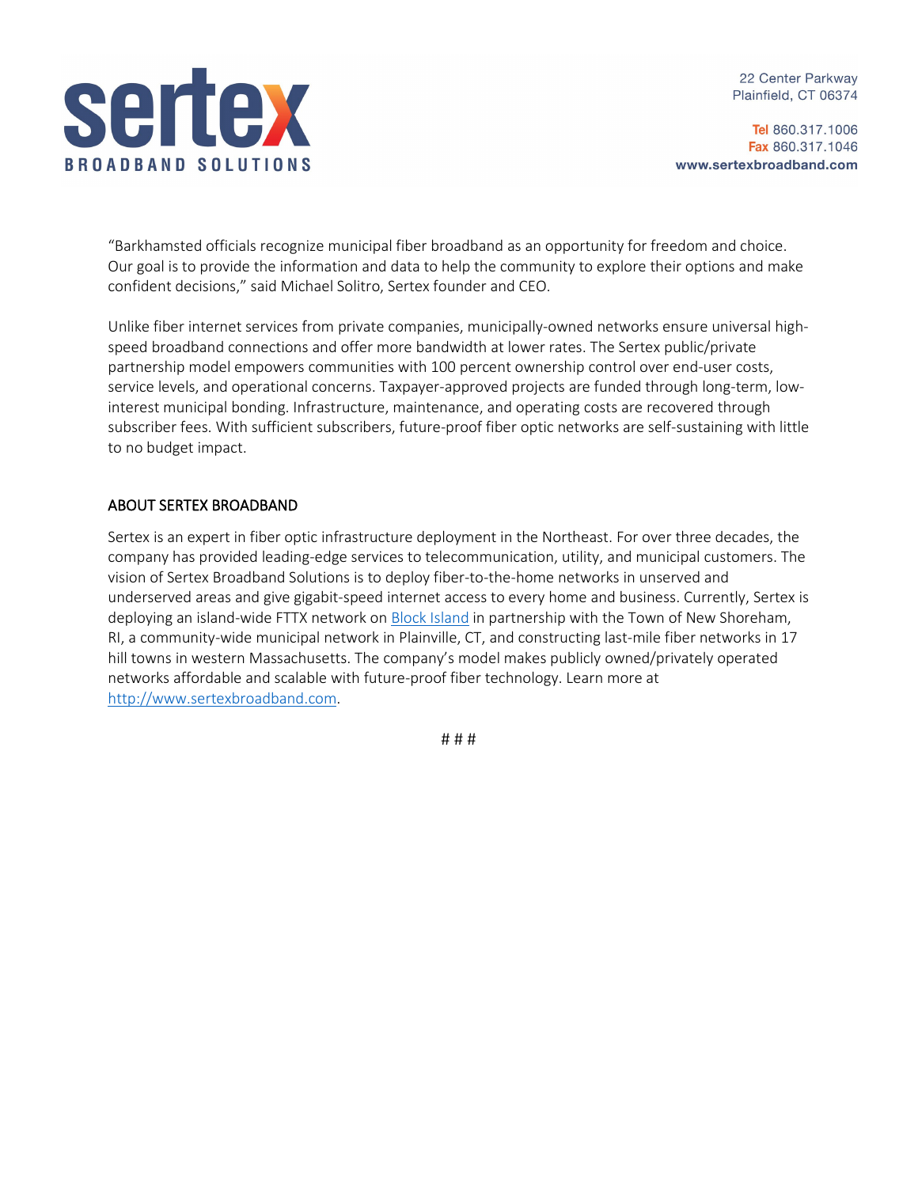"Barkhamsted officials recognize municipal fiber broadband as an opportunity for freedom and choice. Our goal is to provide the information and data to help the community to explore their options and make confident decisions," said Michael Solitro, Sertex founder and CEO.

Unlike fiber internet services from private companies, municipally-owned networks ensure universal high-speed broadband connections and offer more bandwidth at lower rates. The Sertex public/private partnership model empowers communities with 100 percent ownership control over end-user costs, service levels, and operational concerns. Taxpayer-approved projects are funded through long-term, low-interest municipal bonding. Infrastructure, maintenance, and operating costs are recovered through subscriber fees. With sufficient subscribers, future-proof fiber optic networks are self-sustaining with little to no budget impact.

## ABOUT SERTEX BROADBAND

Sertex is an expert in fiber optic infrastructure deployment in the Northeast. For over three decades, the company has provided leading-edge services to telecommunication, utility, and municipal customers. The vision of Sertex Broadband Solutions is to deploy fiber-to-the-home networks in unserved and underserved areas and give gigabit-speed internet access to every home and business. Currently, Sertex is deploying an island-wide FTTX network on [Block Island](#) in partnership with the Town of New Shoreham, RI, a community-wide municipal network in Plainville, CT, and constructing last-mile fiber networks in 17 hill towns in western Massachusetts. The company's model makes publicly owned/privately operated networks affordable and scalable with future-proof fiber technology. Learn more at [http://www.sertexbroadband.com](http://www.sertexbroadband.com).

# # #